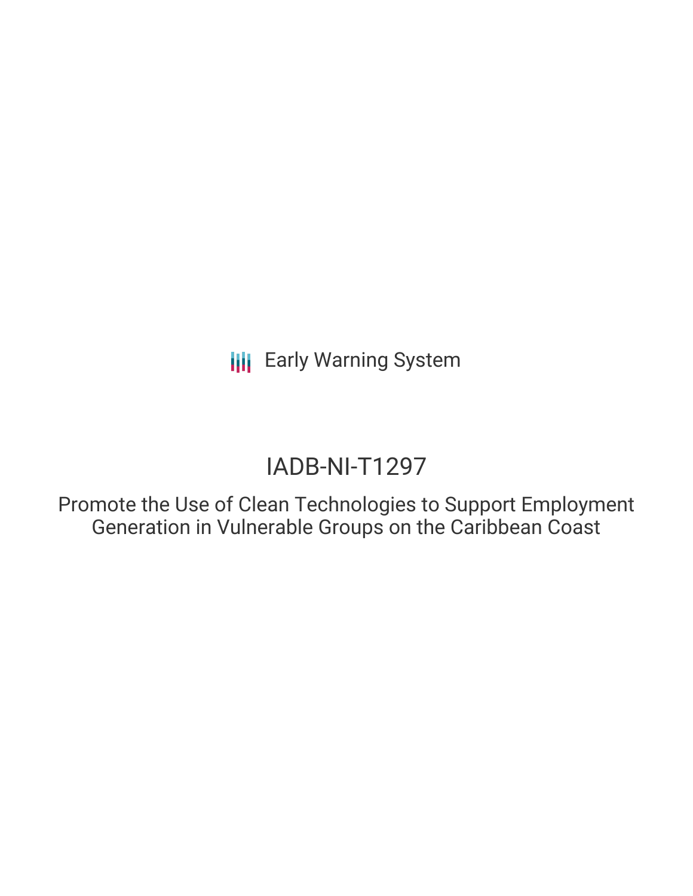Early Warning System

# IADB-NI-T1297

## Promote the Use of Clean Technologies to Support Employment Generation in Vulnerable Groups on the Caribbean Coast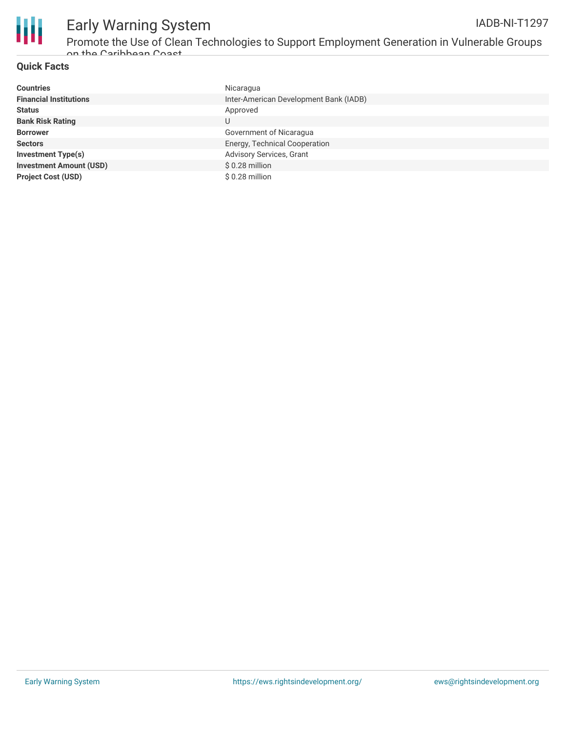## Quick Facts

| | |
|---|---|
| **Countries** | Nicaragua |
| **Financial Institutions** | Inter-American Development Bank (IADB) |
| **Status** | Approved |
| **Bank Risk Rating** | U |
| **Borrower** | Government of Nicaragua |
| **Sectors** | Energy, Technical Cooperation |
| **Investment Type(s)** | Advisory Services, Grant |
| **Investment Amount (USD)** | $ 0.28 million |
| **Project Cost (USD)** | $ 0.28 million |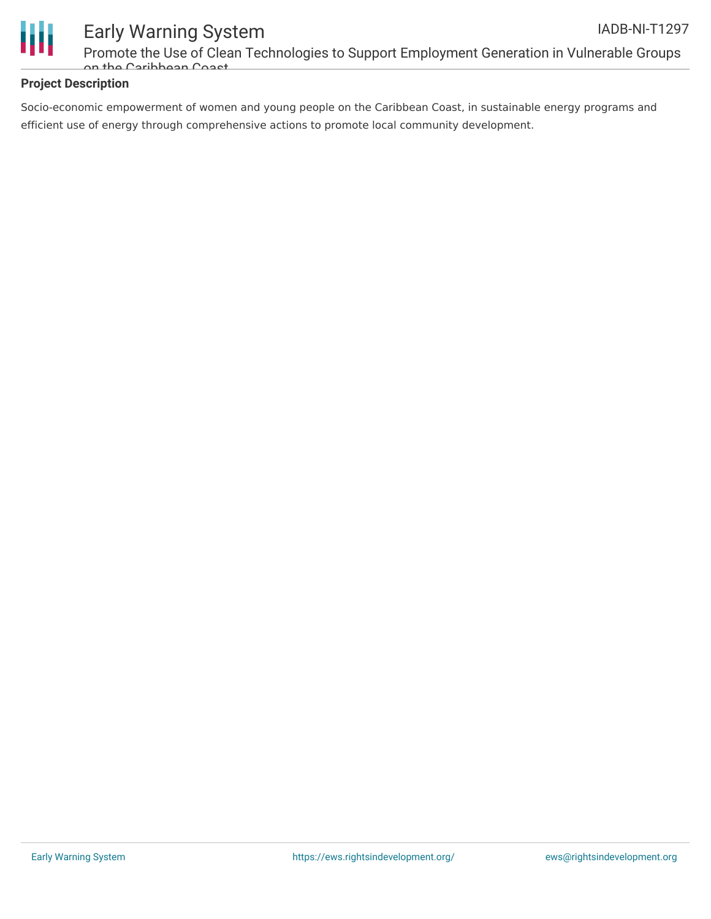## Project Description

Socio-economic empowerment of women and young people on the Caribbean Coast, in sustainable energy programs and efficient use of energy through comprehensive actions to promote local community development.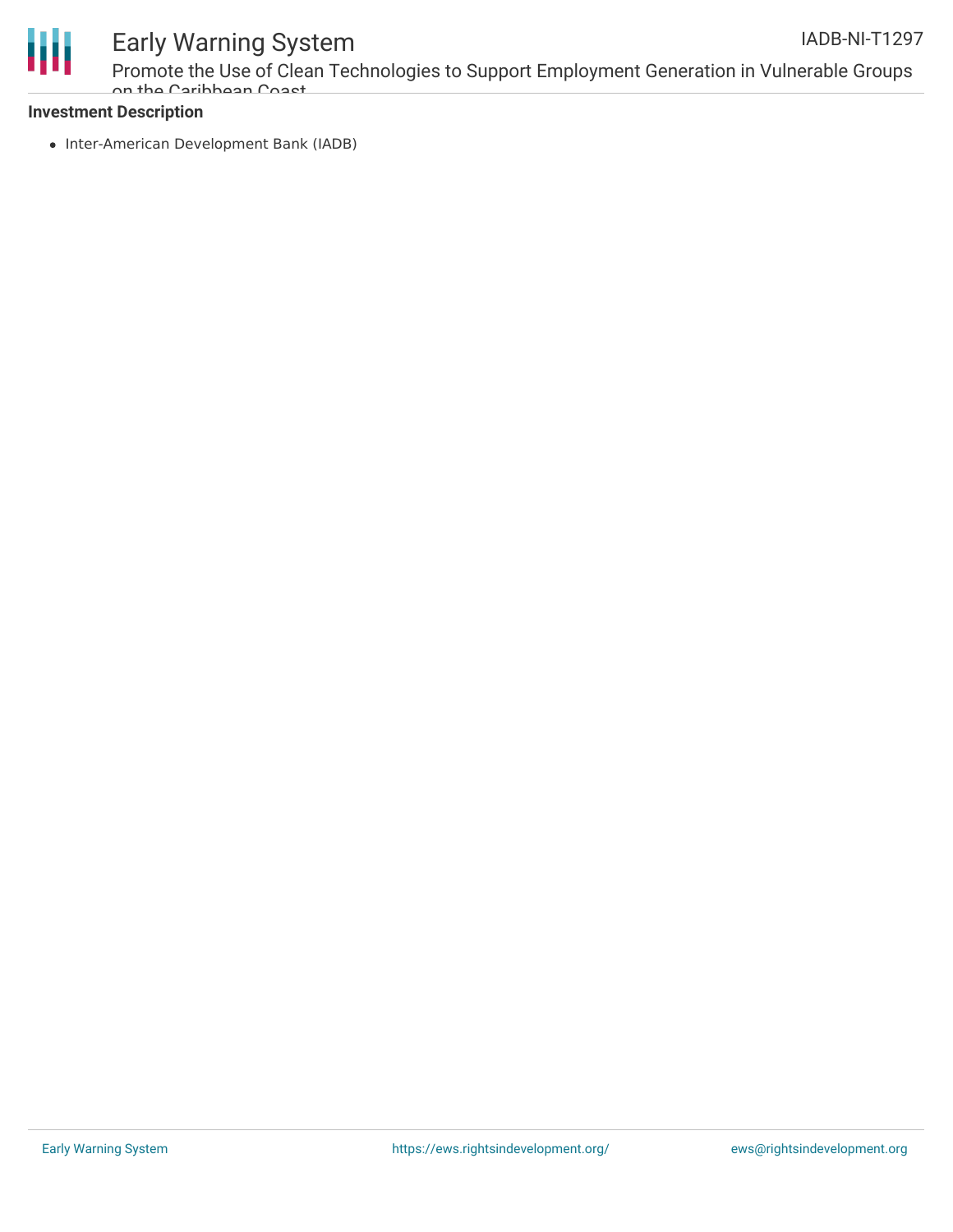### Investment Description

- Inter-American Development Bank (IADB)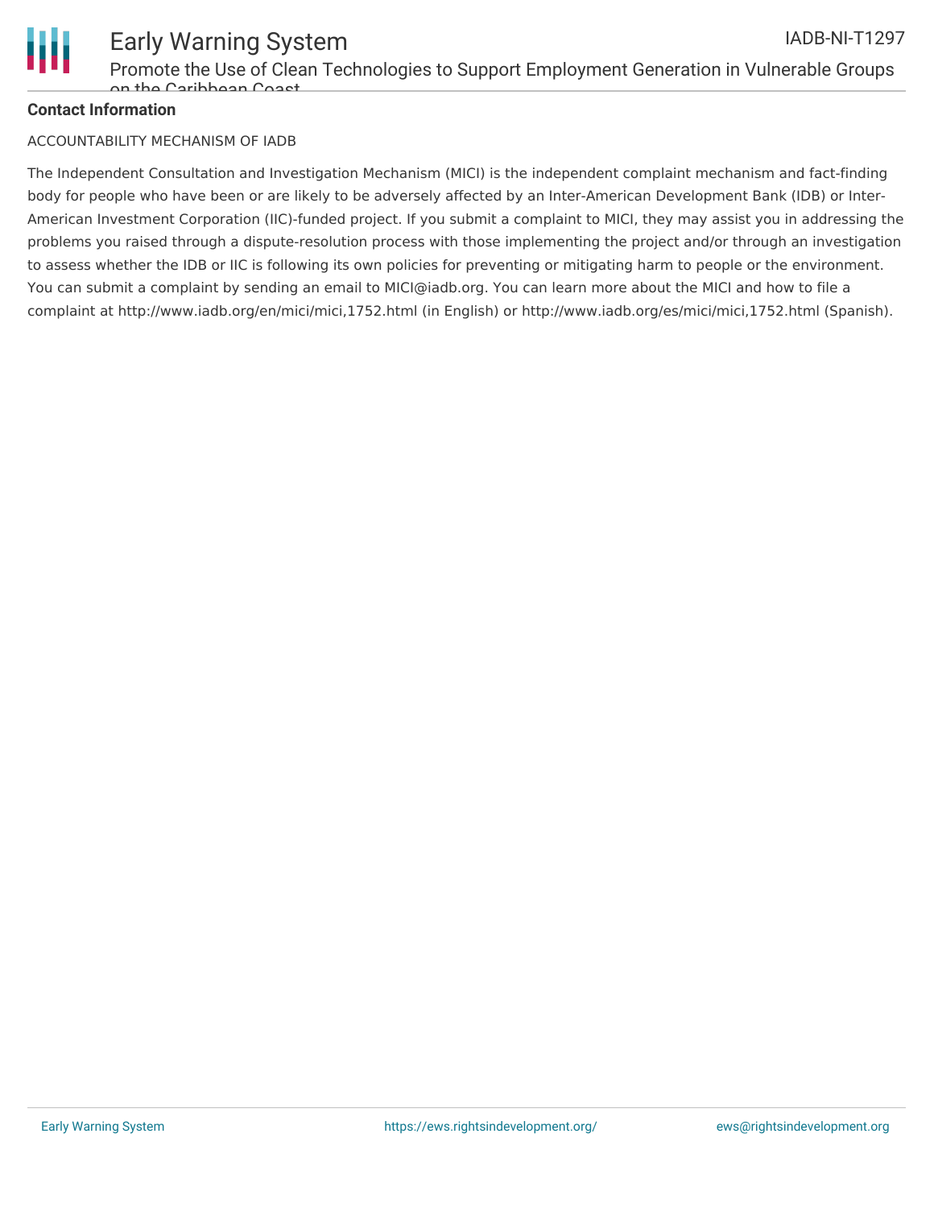**Contact Information**

ACCOUNTABILITY MECHANISM OF IADB

The Independent Consultation and Investigation Mechanism (MICI) is the independent complaint mechanism and fact-finding body for people who have been or are likely to be adversely affected by an Inter-American Development Bank (IDB) or Inter-American Investment Corporation (IIC)-funded project. If you submit a complaint to MICI, they may assist you in addressing the problems you raised through a dispute-resolution process with those implementing the project and/or through an investigation to assess whether the IDB or IIC is following its own policies for preventing or mitigating harm to people or the environment. You can submit a complaint by sending an email to MICI@iadb.org. You can learn more about the MICI and how to file a complaint at http://www.iadb.org/en/mici/mici,1752.html (in English) or http://www.iadb.org/es/mici/mici,1752.html (Spanish).